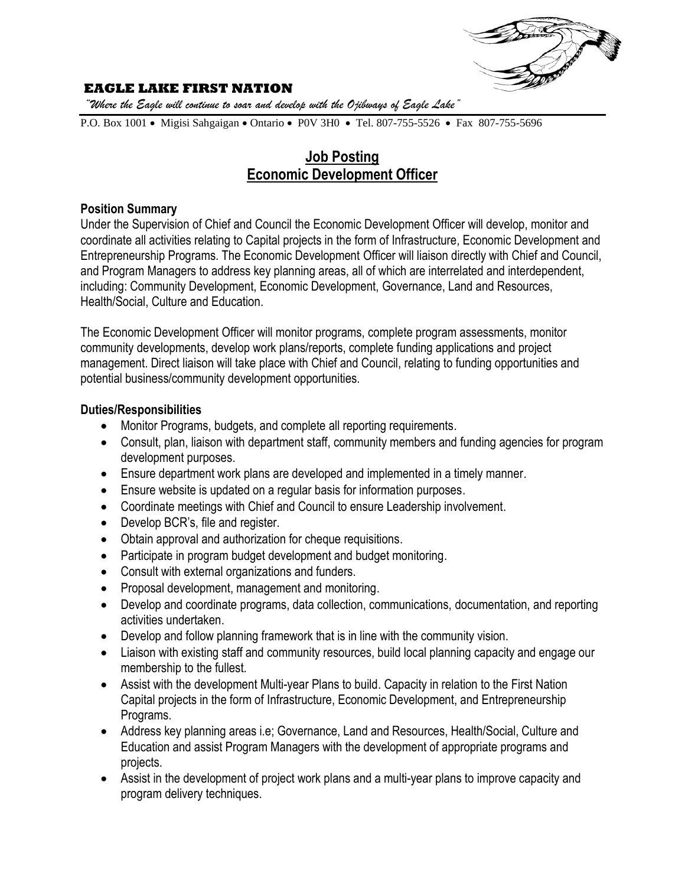**EAGLE LAKE FIRST NATION**

*"Where the Eagle will continue to soar and develop with the Ojibways of Eagle Lake"*

P.O. Box 1001 • Migisi Sahgaigan • Ontario • P0V 3H0 • Tel. 807-755-5526 • Fax 807-755-5696

# Job Posting
# Economic Development Officer

**Position Summary**

Under the Supervision of Chief and Council the Economic Development Officer will develop, monitor and coordinate all activities relating to Capital projects in the form of Infrastructure, Economic Development and Entrepreneurship Programs. The Economic Development Officer will liaison directly with Chief and Council, and Program Managers to address key planning areas, all of which are interrelated and interdependent, including: Community Development, Economic Development, Governance, Land and Resources, Health/Social, Culture and Education.

The Economic Development Officer will monitor programs, complete program assessments, monitor community developments, develop work plans/reports, complete funding applications and project management. Direct liaison will take place with Chief and Council, relating to funding opportunities and potential business/community development opportunities.

**Duties/Responsibilities**

- Monitor Programs, budgets, and complete all reporting requirements.
- Consult, plan, liaison with department staff, community members and funding agencies for program development purposes.
- Ensure department work plans are developed and implemented in a timely manner.
- Ensure website is updated on a regular basis for information purposes.
- Coordinate meetings with Chief and Council to ensure Leadership involvement.
- Develop BCR's, file and register.
- Obtain approval and authorization for cheque requisitions.
- Participate in program budget development and budget monitoring.
- Consult with external organizations and funders.
- Proposal development, management and monitoring.
- Develop and coordinate programs, data collection, communications, documentation, and reporting activities undertaken.
- Develop and follow planning framework that is in line with the community vision.
- Liaison with existing staff and community resources, build local planning capacity and engage our membership to the fullest.
- Assist with the development Multi-year Plans to build. Capacity in relation to the First Nation Capital projects in the form of Infrastructure, Economic Development, and Entrepreneurship Programs.
- Address key planning areas i.e; Governance, Land and Resources, Health/Social, Culture and Education and assist Program Managers with the development of appropriate programs and projects.
- Assist in the development of project work plans and a multi-year plans to improve capacity and program delivery techniques.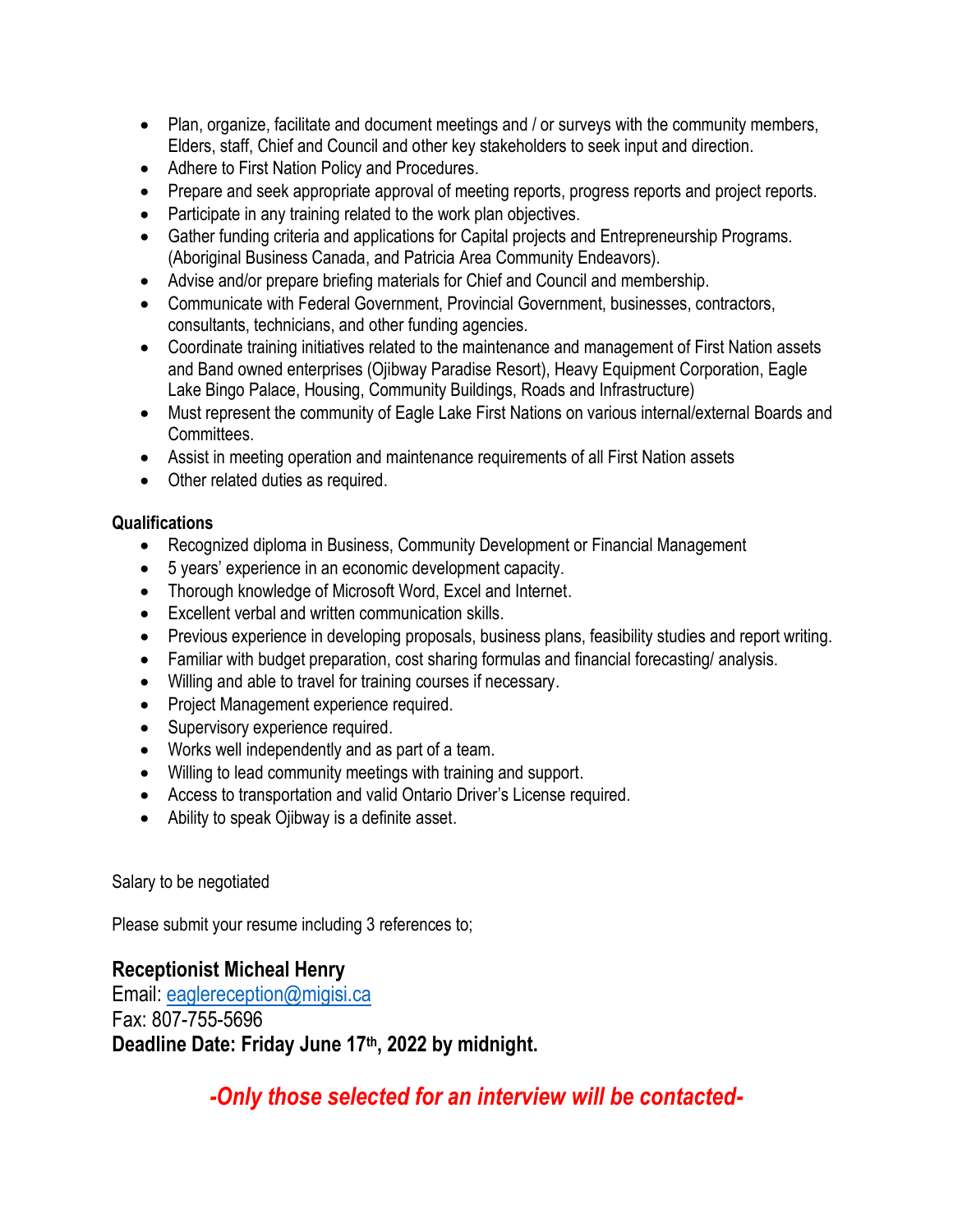- Plan, organize, facilitate and document meetings and / or surveys with the community members, Elders, staff, Chief and Council and other key stakeholders to seek input and direction.
- Adhere to First Nation Policy and Procedures.
- Prepare and seek appropriate approval of meeting reports, progress reports and project reports.
- Participate in any training related to the work plan objectives.
- Gather funding criteria and applications for Capital projects and Entrepreneurship Programs. (Aboriginal Business Canada, and Patricia Area Community Endeavors).
- Advise and/or prepare briefing materials for Chief and Council and membership.
- Communicate with Federal Government, Provincial Government, businesses, contractors, consultants, technicians, and other funding agencies.
- Coordinate training initiatives related to the maintenance and management of First Nation assets and Band owned enterprises (Ojibway Paradise Resort), Heavy Equipment Corporation, Eagle Lake Bingo Palace, Housing, Community Buildings, Roads and Infrastructure)
- Must represent the community of Eagle Lake First Nations on various internal/external Boards and Committees.
- Assist in meeting operation and maintenance requirements of all First Nation assets
- Other related duties as required.

**Qualifications**

- Recognized diploma in Business, Community Development or Financial Management
- 5 years' experience in an economic development capacity.
- Thorough knowledge of Microsoft Word, Excel and Internet.
- Excellent verbal and written communication skills.
- Previous experience in developing proposals, business plans, feasibility studies and report writing.
- Familiar with budget preparation, cost sharing formulas and financial forecasting/ analysis.
- Willing and able to travel for training courses if necessary.
- Project Management experience required.
- Supervisory experience required.
- Works well independently and as part of a team.
- Willing to lead community meetings with training and support.
- Access to transportation and valid Ontario Driver's License required.
- Ability to speak Ojibway is a definite asset.

Salary to be negotiated

Please submit your resume including 3 references to;

**Receptionist Micheal Henry**
Email: eaglereception@migisi.ca
Fax: 807-755-5696
**Deadline Date: Friday June 17th, 2022 by midnight.**

***-Only those selected for an interview will be contacted-***